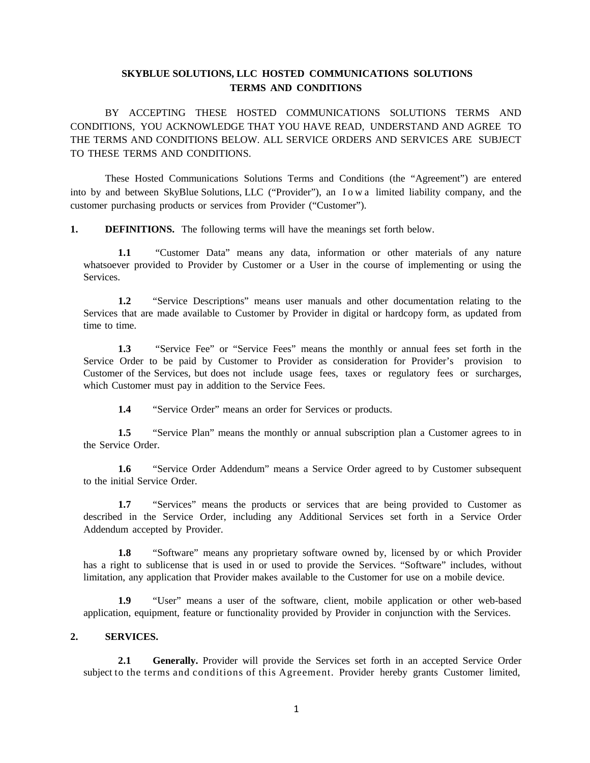# SKYBLUE SOLUTIONS, LLC HOSTED COMMUNICATIONS SOLUTIONS TERMS AND CONDITIONS

BY ACCEPTING THESE HOSTED COMMUNICATIONS SOLUTIONS TERMS AND CONDITIONS, YOU ACKNOWLEDGE THAT YOU HAVE READ, UNDERSTAND AND AGREE TO THE TERMS AND CONDITIONS BELOW. ALL SERVICE ORDERS AND SERVICES ARE SUBJECT TO THESE TERMS AND CONDITIONS.

These Hosted Communications Solutions Terms and Conditions (the "Agreement") are entered into by and between SkyBlue Solutions, LLC ("Provider"), an Iowa limited liability company, and the customer purchasing products or services from Provider ("Customer").

**1. DEFINITIONS.** The following terms will have the meanings set forth below.

**1.1** "Customer Data" means any data, information or other materials of any nature whatsoever provided to Provider by Customer or a User in the course of implementing or using the Services.

**1.2** "Service Descriptions" means user manuals and other documentation relating to the Services that are made available to Customer by Provider in digital or hardcopy form, as updated from time to time.

**1.3** "Service Fee" or "Service Fees" means the monthly or annual fees set forth in the Service Order to be paid by Customer to Provider as consideration for Provider's provision to Customer of the Services, but does not include usage fees, taxes or regulatory fees or surcharges, which Customer must pay in addition to the Service Fees.

**1.4** "Service Order" means an order for Services or products.

**1.5** "Service Plan" means the monthly or annual subscription plan a Customer agrees to in the Service Order.

**1.6** "Service Order Addendum" means a Service Order agreed to by Customer subsequent to the initial Service Order.

**1.7** "Services" means the products or services that are being provided to Customer as described in the Service Order, including any Additional Services set forth in a Service Order Addendum accepted by Provider.

**1.8** "Software" means any proprietary software owned by, licensed by or which Provider has a right to sublicense that is used in or used to provide the Services. "Software" includes, without limitation, any application that Provider makes available to the Customer for use on a mobile device.

**1.9** "User" means a user of the software, client, mobile application or other web-based application, equipment, feature or functionality provided by Provider in conjunction with the Services.

**2. SERVICES.**

**2.1 Generally.** Provider will provide the Services set forth in an accepted Service Order subject to the terms and conditions of this Agreement. Provider hereby grants Customer limited,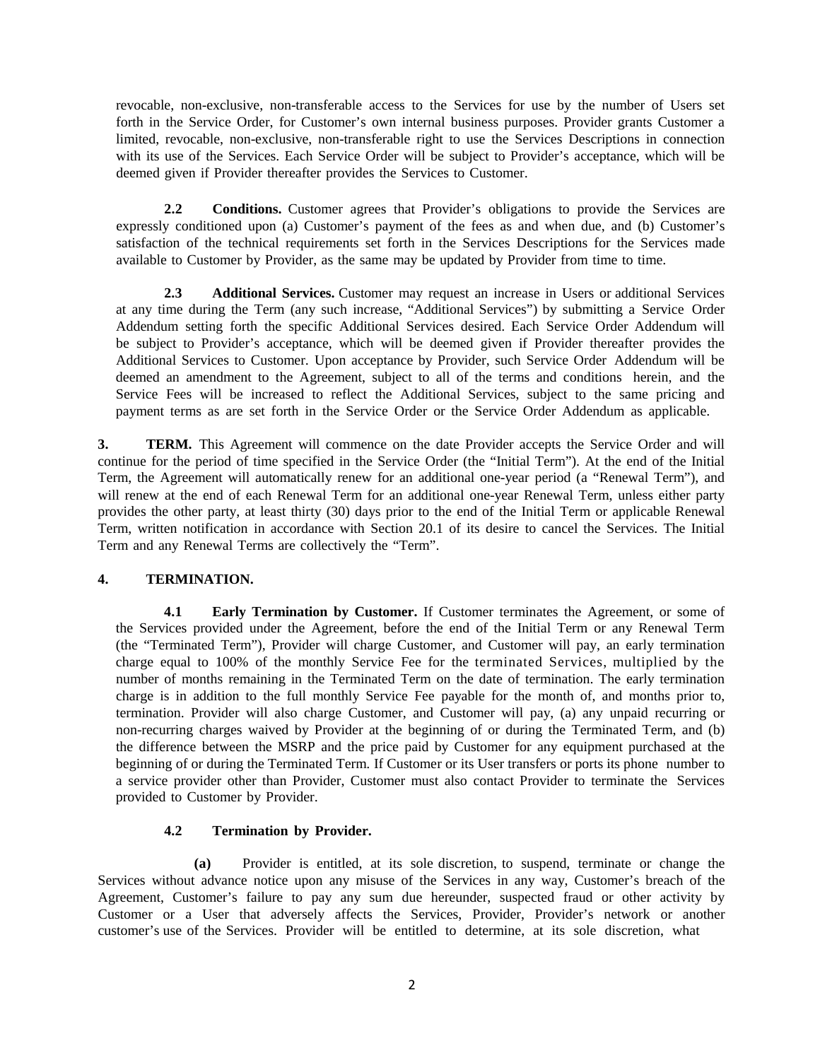revocable, non-exclusive, non-transferable access to the Services for use by the number of Users set forth in the Service Order, for Customer's own internal business purposes. Provider grants Customer a limited, revocable, non-exclusive, non-transferable right to use the Services Descriptions in connection with its use of the Services. Each Service Order will be subject to Provider's acceptance, which will be deemed given if Provider thereafter provides the Services to Customer.

**2.2 Conditions.** Customer agrees that Provider's obligations to provide the Services are expressly conditioned upon (a) Customer's payment of the fees as and when due, and (b) Customer's satisfaction of the technical requirements set forth in the Services Descriptions for the Services made available to Customer by Provider, as the same may be updated by Provider from time to time.

**2.3 Additional Services.** Customer may request an increase in Users or additional Services at any time during the Term (any such increase, "Additional Services") by submitting a Service Order Addendum setting forth the specific Additional Services desired. Each Service Order Addendum will be subject to Provider's acceptance, which will be deemed given if Provider thereafter provides the Additional Services to Customer. Upon acceptance by Provider, such Service Order Addendum will be deemed an amendment to the Agreement, subject to all of the terms and conditions herein, and the Service Fees will be increased to reflect the Additional Services, subject to the same pricing and payment terms as are set forth in the Service Order or the Service Order Addendum as applicable.

**3. TERM.** This Agreement will commence on the date Provider accepts the Service Order and will continue for the period of time specified in the Service Order (the "Initial Term"). At the end of the Initial Term, the Agreement will automatically renew for an additional one-year period (a "Renewal Term"), and will renew at the end of each Renewal Term for an additional one-year Renewal Term, unless either party provides the other party, at least thirty (30) days prior to the end of the Initial Term or applicable Renewal Term, written notification in accordance with Section 20.1 of its desire to cancel the Services. The Initial Term and any Renewal Terms are collectively the "Term".

**4. TERMINATION.**

**4.1 Early Termination by Customer.** If Customer terminates the Agreement, or some of the Services provided under the Agreement, before the end of the Initial Term or any Renewal Term (the "Terminated Term"), Provider will charge Customer, and Customer will pay, an early termination charge equal to 100% of the monthly Service Fee for the terminated Services, multiplied by the number of months remaining in the Terminated Term on the date of termination. The early termination charge is in addition to the full monthly Service Fee payable for the month of, and months prior to, termination. Provider will also charge Customer, and Customer will pay, (a) any unpaid recurring or non-recurring charges waived by Provider at the beginning of or during the Terminated Term, and (b) the difference between the MSRP and the price paid by Customer for any equipment purchased at the beginning of or during the Terminated Term. If Customer or its User transfers or ports its phone number to a service provider other than Provider, Customer must also contact Provider to terminate the Services provided to Customer by Provider.

**4.2 Termination by Provider.**

**(a)** Provider is entitled, at its sole discretion, to suspend, terminate or change the Services without advance notice upon any misuse of the Services in any way, Customer's breach of the Agreement, Customer's failure to pay any sum due hereunder, suspected fraud or other activity by Customer or a User that adversely affects the Services, Provider, Provider's network or another customer's use of the Services. Provider will be entitled to determine, at its sole discretion, what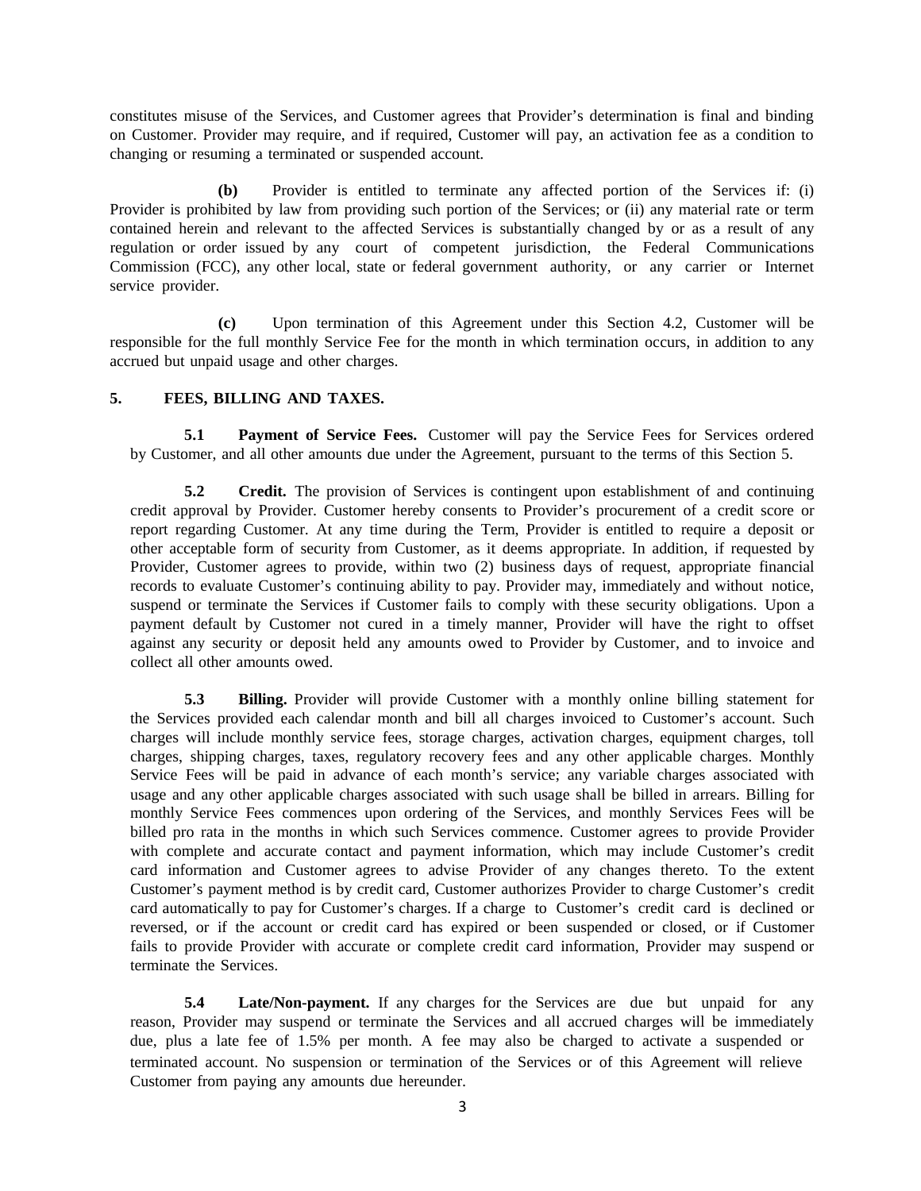constitutes misuse of the Services, and Customer agrees that Provider's determination is final and binding on Customer. Provider may require, and if required, Customer will pay, an activation fee as a condition to changing or resuming a terminated or suspended account.

**(b)** Provider is entitled to terminate any affected portion of the Services if: (i) Provider is prohibited by law from providing such portion of the Services; or (ii) any material rate or term contained herein and relevant to the affected Services is substantially changed by or as a result of any regulation or order issued by any court of competent jurisdiction, the Federal Communications Commission (FCC), any other local, state or federal government authority, or any carrier or Internet service provider.

**(c)** Upon termination of this Agreement under this Section 4.2, Customer will be responsible for the full monthly Service Fee for the month in which termination occurs, in addition to any accrued but unpaid usage and other charges.

## 5. FEES, BILLING AND TAXES.

**5.1 Payment of Service Fees.** Customer will pay the Service Fees for Services ordered by Customer, and all other amounts due under the Agreement, pursuant to the terms of this Section 5.

**5.2 Credit.** The provision of Services is contingent upon establishment of and continuing credit approval by Provider. Customer hereby consents to Provider's procurement of a credit score or report regarding Customer. At any time during the Term, Provider is entitled to require a deposit or other acceptable form of security from Customer, as it deems appropriate. In addition, if requested by Provider, Customer agrees to provide, within two (2) business days of request, appropriate financial records to evaluate Customer's continuing ability to pay. Provider may, immediately and without notice, suspend or terminate the Services if Customer fails to comply with these security obligations. Upon a payment default by Customer not cured in a timely manner, Provider will have the right to offset against any security or deposit held any amounts owed to Provider by Customer, and to invoice and collect all other amounts owed.

**5.3 Billing.** Provider will provide Customer with a monthly online billing statement for the Services provided each calendar month and bill all charges invoiced to Customer's account. Such charges will include monthly service fees, storage charges, activation charges, equipment charges, toll charges, shipping charges, taxes, regulatory recovery fees and any other applicable charges. Monthly Service Fees will be paid in advance of each month's service; any variable charges associated with usage and any other applicable charges associated with such usage shall be billed in arrears. Billing for monthly Service Fees commences upon ordering of the Services, and monthly Services Fees will be billed pro rata in the months in which such Services commence. Customer agrees to provide Provider with complete and accurate contact and payment information, which may include Customer's credit card information and Customer agrees to advise Provider of any changes thereto. To the extent Customer's payment method is by credit card, Customer authorizes Provider to charge Customer's credit card automatically to pay for Customer's charges. If a charge to Customer's credit card is declined or reversed, or if the account or credit card has expired or been suspended or closed, or if Customer fails to provide Provider with accurate or complete credit card information, Provider may suspend or terminate the Services.

**5.4 Late/Non-payment.** If any charges for the Services are due but unpaid for any reason, Provider may suspend or terminate the Services and all accrued charges will be immediately due, plus a late fee of 1.5% per month. A fee may also be charged to activate a suspended or terminated account. No suspension or termination of the Services or of this Agreement will relieve Customer from paying any amounts due hereunder.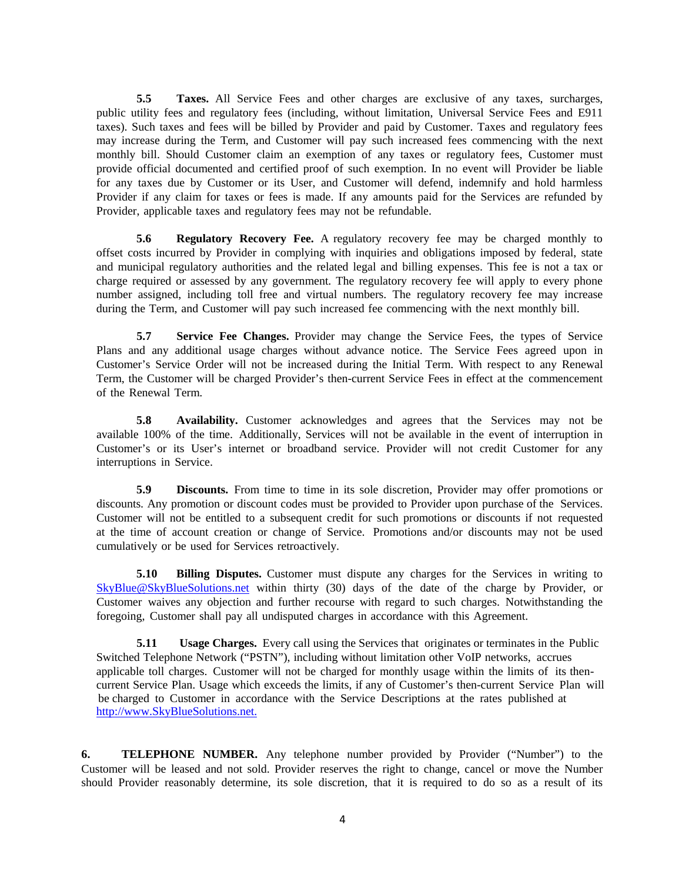**5.5 Taxes.** All Service Fees and other charges are exclusive of any taxes, surcharges, public utility fees and regulatory fees (including, without limitation, Universal Service Fees and E911 taxes). Such taxes and fees will be billed by Provider and paid by Customer. Taxes and regulatory fees may increase during the Term, and Customer will pay such increased fees commencing with the next monthly bill. Should Customer claim an exemption of any taxes or regulatory fees, Customer must provide official documented and certified proof of such exemption. In no event will Provider be liable for any taxes due by Customer or its User, and Customer will defend, indemnify and hold harmless Provider if any claim for taxes or fees is made. If any amounts paid for the Services are refunded by Provider, applicable taxes and regulatory fees may not be refundable.

**5.6 Regulatory Recovery Fee.** A regulatory recovery fee may be charged monthly to offset costs incurred by Provider in complying with inquiries and obligations imposed by federal, state and municipal regulatory authorities and the related legal and billing expenses. This fee is not a tax or charge required or assessed by any government. The regulatory recovery fee will apply to every phone number assigned, including toll free and virtual numbers. The regulatory recovery fee may increase during the Term, and Customer will pay such increased fee commencing with the next monthly bill.

**5.7 Service Fee Changes.** Provider may change the Service Fees, the types of Service Plans and any additional usage charges without advance notice. The Service Fees agreed upon in Customer's Service Order will not be increased during the Initial Term. With respect to any Renewal Term, the Customer will be charged Provider's then-current Service Fees in effect at the commencement of the Renewal Term.

**5.8 Availability.** Customer acknowledges and agrees that the Services may not be available 100% of the time. Additionally, Services will not be available in the event of interruption in Customer's or its User's internet or broadband service. Provider will not credit Customer for any interruptions in Service.

**5.9 Discounts.** From time to time in its sole discretion, Provider may offer promotions or discounts. Any promotion or discount codes must be provided to Provider upon purchase of the Services. Customer will not be entitled to a subsequent credit for such promotions or discounts if not requested at the time of account creation or change of Service. Promotions and/or discounts may not be used cumulatively or be used for Services retroactively.

**5.10 Billing Disputes.** Customer must dispute any charges for the Services in writing to SkyBlue@SkyBlueSolutions.net within thirty (30) days of the date of the charge by Provider, or Customer waives any objection and further recourse with regard to such charges. Notwithstanding the foregoing, Customer shall pay all undisputed charges in accordance with this Agreement.

**5.11 Usage Charges.** Every call using the Services that originates or terminates in the Public Switched Telephone Network ("PSTN"), including without limitation other VoIP networks, accrues applicable toll charges. Customer will not be charged for monthly usage within the limits of its then-current Service Plan. Usage which exceeds the limits, if any of Customer's then-current Service Plan will be charged to Customer in accordance with the Service Descriptions at the rates published at http://www.SkyBlueSolutions.net.

**6. TELEPHONE NUMBER.** Any telephone number provided by Provider ("Number") to the Customer will be leased and not sold. Provider reserves the right to change, cancel or move the Number should Provider reasonably determine, its sole discretion, that it is required to do so as a result of its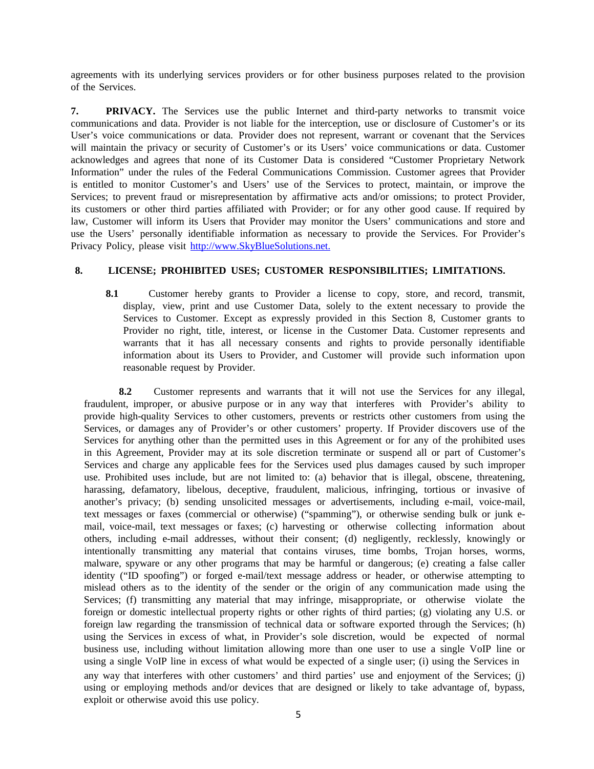agreements with its underlying services providers or for other business purposes related to the provision of the Services.

**7. PRIVACY.** The Services use the public Internet and third-party networks to transmit voice communications and data. Provider is not liable for the interception, use or disclosure of Customer's or its User's voice communications or data. Provider does not represent, warrant or covenant that the Services will maintain the privacy or security of Customer's or its Users' voice communications or data. Customer acknowledges and agrees that none of its Customer Data is considered "Customer Proprietary Network Information" under the rules of the Federal Communications Commission. Customer agrees that Provider is entitled to monitor Customer's and Users' use of the Services to protect, maintain, or improve the Services; to prevent fraud or misrepresentation by affirmative acts and/or omissions; to protect Provider, its customers or other third parties affiliated with Provider; or for any other good cause. If required by law, Customer will inform its Users that Provider may monitor the Users' communications and store and use the Users' personally identifiable information as necessary to provide the Services. For Provider's Privacy Policy, please visit [http://www.SkyBlueSolutions.net.](http://www.SkyBlueSolutions.net)

**8. LICENSE; PROHIBITED USES; CUSTOMER RESPONSIBILITIES; LIMITATIONS.**

**8.1** Customer hereby grants to Provider a license to copy, store, and record, transmit, display, view, print and use Customer Data, solely to the extent necessary to provide the Services to Customer. Except as expressly provided in this Section 8, Customer grants to Provider no right, title, interest, or license in the Customer Data. Customer represents and warrants that it has all necessary consents and rights to provide personally identifiable information about its Users to Provider, and Customer will provide such information upon reasonable request by Provider.

**8.2** Customer represents and warrants that it will not use the Services for any illegal, fraudulent, improper, or abusive purpose or in any way that interferes with Provider's ability to provide high-quality Services to other customers, prevents or restricts other customers from using the Services, or damages any of Provider's or other customers' property. If Provider discovers use of the Services for anything other than the permitted uses in this Agreement or for any of the prohibited uses in this Agreement, Provider may at its sole discretion terminate or suspend all or part of Customer's Services and charge any applicable fees for the Services used plus damages caused by such improper use. Prohibited uses include, but are not limited to: (a) behavior that is illegal, obscene, threatening, harassing, defamatory, libelous, deceptive, fraudulent, malicious, infringing, tortious or invasive of another's privacy; (b) sending unsolicited messages or advertisements, including e-mail, voice-mail, text messages or faxes (commercial or otherwise) ("spamming"), or otherwise sending bulk or junk e-mail, voice-mail, text messages or faxes; (c) harvesting or otherwise collecting information about others, including e-mail addresses, without their consent; (d) negligently, recklessly, knowingly or intentionally transmitting any material that contains viruses, time bombs, Trojan horses, worms, malware, spyware or any other programs that may be harmful or dangerous; (e) creating a false caller identity ("ID spoofing") or forged e-mail/text message address or header, or otherwise attempting to mislead others as to the identity of the sender or the origin of any communication made using the Services; (f) transmitting any material that may infringe, misappropriate, or otherwise violate the foreign or domestic intellectual property rights or other rights of third parties; (g) violating any U.S. or foreign law regarding the transmission of technical data or software exported through the Services; (h) using the Services in excess of what, in Provider's sole discretion, would be expected of normal business use, including without limitation allowing more than one user to use a single VoIP line or using a single VoIP line in excess of what would be expected of a single user; (i) using the Services in any way that interferes with other customers' and third parties' use and enjoyment of the Services; (j) using or employing methods and/or devices that are designed or likely to take advantage of, bypass, exploit or otherwise avoid this use policy.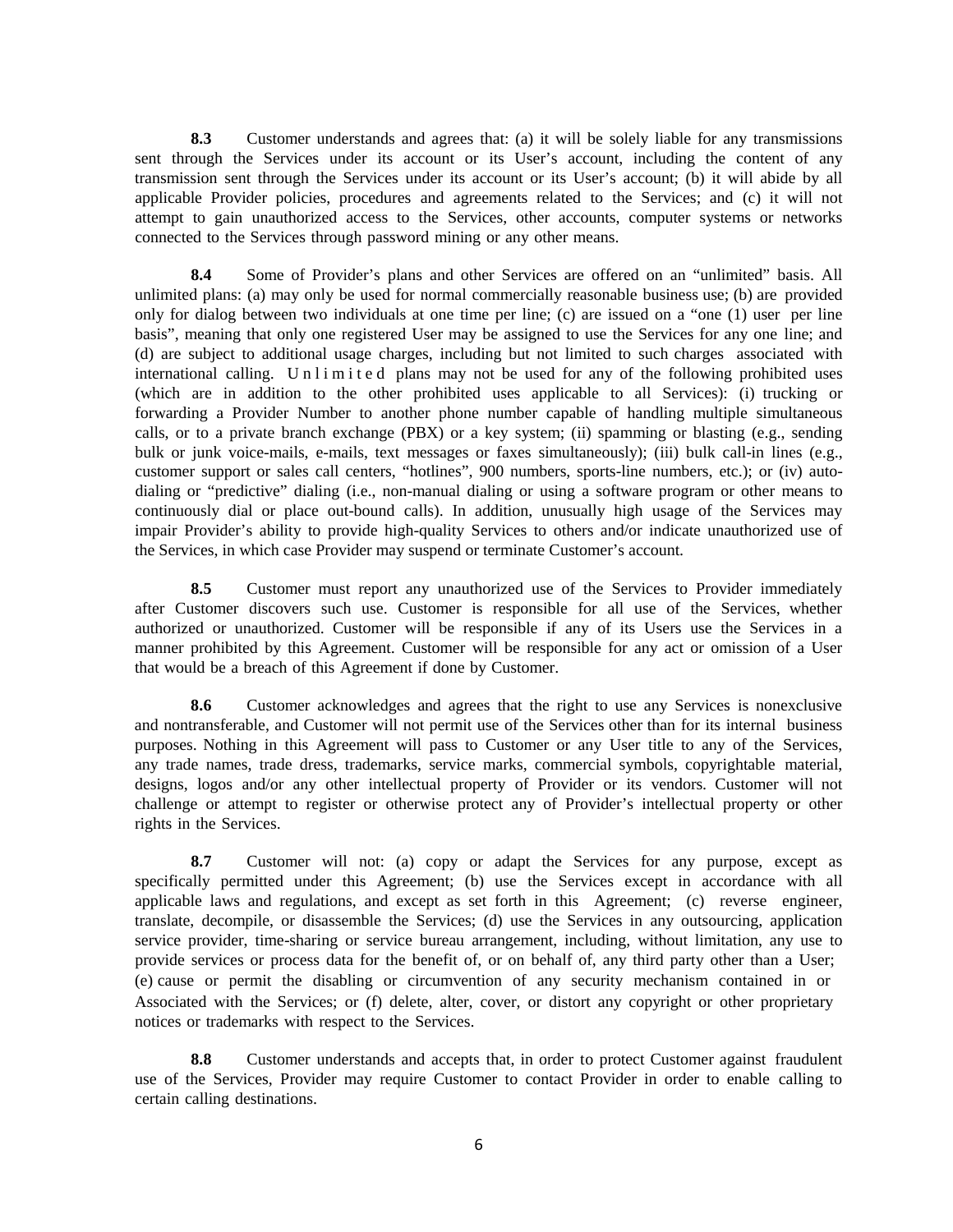**8.3** Customer understands and agrees that: (a) it will be solely liable for any transmissions sent through the Services under its account or its User's account, including the content of any transmission sent through the Services under its account or its User's account; (b) it will abide by all applicable Provider policies, procedures and agreements related to the Services; and (c) it will not attempt to gain unauthorized access to the Services, other accounts, computer systems or networks connected to the Services through password mining or any other means.

**8.4** Some of Provider's plans and other Services are offered on an "unlimited" basis. All unlimited plans: (a) may only be used for normal commercially reasonable business use; (b) are provided only for dialog between two individuals at one time per line; (c) are issued on a "one (1) user per line basis", meaning that only one registered User may be assigned to use the Services for any one line; and (d) are subject to additional usage charges, including but not limited to such charges associated with international calling. Unlimited plans may not be used for any of the following prohibited uses (which are in addition to the other prohibited uses applicable to all Services): (i) trucking or forwarding a Provider Number to another phone number capable of handling multiple simultaneous calls, or to a private branch exchange (PBX) or a key system; (ii) spamming or blasting (e.g., sending bulk or junk voice-mails, e-mails, text messages or faxes simultaneously); (iii) bulk call-in lines (e.g., customer support or sales call centers, "hotlines", 900 numbers, sports-line numbers, etc.); or (iv) auto-dialing or "predictive" dialing (i.e., non-manual dialing or using a software program or other means to continuously dial or place out-bound calls). In addition, unusually high usage of the Services may impair Provider's ability to provide high-quality Services to others and/or indicate unauthorized use of the Services, in which case Provider may suspend or terminate Customer's account.

**8.5** Customer must report any unauthorized use of the Services to Provider immediately after Customer discovers such use. Customer is responsible for all use of the Services, whether authorized or unauthorized. Customer will be responsible if any of its Users use the Services in a manner prohibited by this Agreement. Customer will be responsible for any act or omission of a User that would be a breach of this Agreement if done by Customer.

**8.6** Customer acknowledges and agrees that the right to use any Services is nonexclusive and nontransferable, and Customer will not permit use of the Services other than for its internal business purposes. Nothing in this Agreement will pass to Customer or any User title to any of the Services, any trade names, trade dress, trademarks, service marks, commercial symbols, copyrightable material, designs, logos and/or any other intellectual property of Provider or its vendors. Customer will not challenge or attempt to register or otherwise protect any of Provider's intellectual property or other rights in the Services.

**8.7** Customer will not: (a) copy or adapt the Services for any purpose, except as specifically permitted under this Agreement; (b) use the Services except in accordance with all applicable laws and regulations, and except as set forth in this Agreement; (c) reverse engineer, translate, decompile, or disassemble the Services; (d) use the Services in any outsourcing, application service provider, time-sharing or service bureau arrangement, including, without limitation, any use to provide services or process data for the benefit of, or on behalf of, any third party other than a User; (e) cause or permit the disabling or circumvention of any security mechanism contained in or Associated with the Services; or (f) delete, alter, cover, or distort any copyright or other proprietary notices or trademarks with respect to the Services.

**8.8** Customer understands and accepts that, in order to protect Customer against fraudulent use of the Services, Provider may require Customer to contact Provider in order to enable calling to certain calling destinations.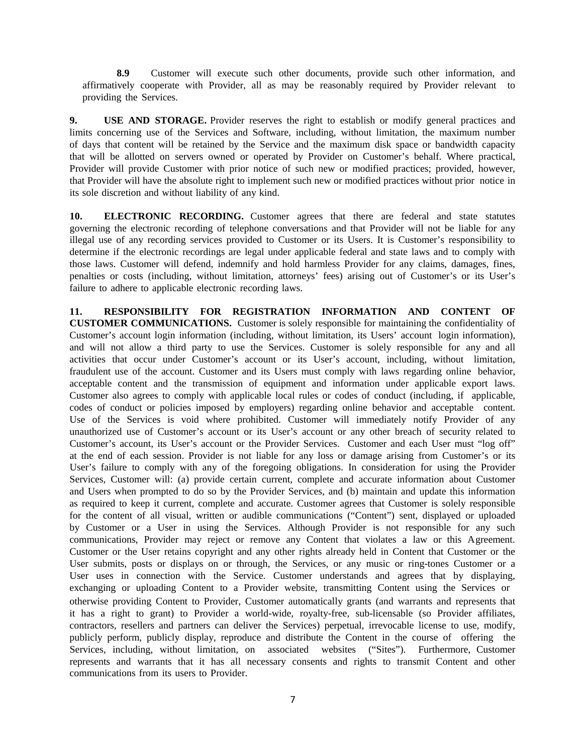**8.9** Customer will execute such other documents, provide such other information, and affirmatively cooperate with Provider, all as may be reasonably required by Provider relevant to providing the Services.

**9. USE AND STORAGE.** Provider reserves the right to establish or modify general practices and limits concerning use of the Services and Software, including, without limitation, the maximum number of days that content will be retained by the Service and the maximum disk space or bandwidth capacity that will be allotted on servers owned or operated by Provider on Customer's behalf. Where practical, Provider will provide Customer with prior notice of such new or modified practices; provided, however, that Provider will have the absolute right to implement such new or modified practices without prior notice in its sole discretion and without liability of any kind.

**10. ELECTRONIC RECORDING.** Customer agrees that there are federal and state statutes governing the electronic recording of telephone conversations and that Provider will not be liable for any illegal use of any recording services provided to Customer or its Users. It is Customer's responsibility to determine if the electronic recordings are legal under applicable federal and state laws and to comply with those laws. Customer will defend, indemnify and hold harmless Provider for any claims, damages, fines, penalties or costs (including, without limitation, attorneys' fees) arising out of Customer's or its User's failure to adhere to applicable electronic recording laws.

**11. RESPONSIBILITY FOR REGISTRATION INFORMATION AND CONTENT OF CUSTOMER COMMUNICATIONS.** Customer is solely responsible for maintaining the confidentiality of Customer's account login information (including, without limitation, its Users' account login information), and will not allow a third party to use the Services. Customer is solely responsible for any and all activities that occur under Customer's account or its User's account, including, without limitation, fraudulent use of the account. Customer and its Users must comply with laws regarding online behavior, acceptable content and the transmission of equipment and information under applicable export laws. Customer also agrees to comply with applicable local rules or codes of conduct (including, if applicable, codes of conduct or policies imposed by employers) regarding online behavior and acceptable content. Use of the Services is void where prohibited. Customer will immediately notify Provider of any unauthorized use of Customer's account or its User's account or any other breach of security related to Customer's account, its User's account or the Provider Services. Customer and each User must "log off" at the end of each session. Provider is not liable for any loss or damage arising from Customer's or its User's failure to comply with any of the foregoing obligations. In consideration for using the Provider Services, Customer will: (a) provide certain current, complete and accurate information about Customer and Users when prompted to do so by the Provider Services, and (b) maintain and update this information as required to keep it current, complete and accurate. Customer agrees that Customer is solely responsible for the content of all visual, written or audible communications ("Content") sent, displayed or uploaded by Customer or a User in using the Services. Although Provider is not responsible for any such communications, Provider may reject or remove any Content that violates a law or this Agreement. Customer or the User retains copyright and any other rights already held in Content that Customer or the User submits, posts or displays on or through, the Services, or any music or ring-tones Customer or a User uses in connection with the Service. Customer understands and agrees that by displaying, exchanging or uploading Content to a Provider website, transmitting Content using the Services or otherwise providing Content to Provider, Customer automatically grants (and warrants and represents that it has a right to grant) to Provider a world-wide, royalty-free, sub-licensable (so Provider affiliates, contractors, resellers and partners can deliver the Services) perpetual, irrevocable license to use, modify, publicly perform, publicly display, reproduce and distribute the Content in the course of offering the Services, including, without limitation, on associated websites ("Sites"). Furthermore, Customer represents and warrants that it has all necessary consents and rights to transmit Content and other communications from its users to Provider.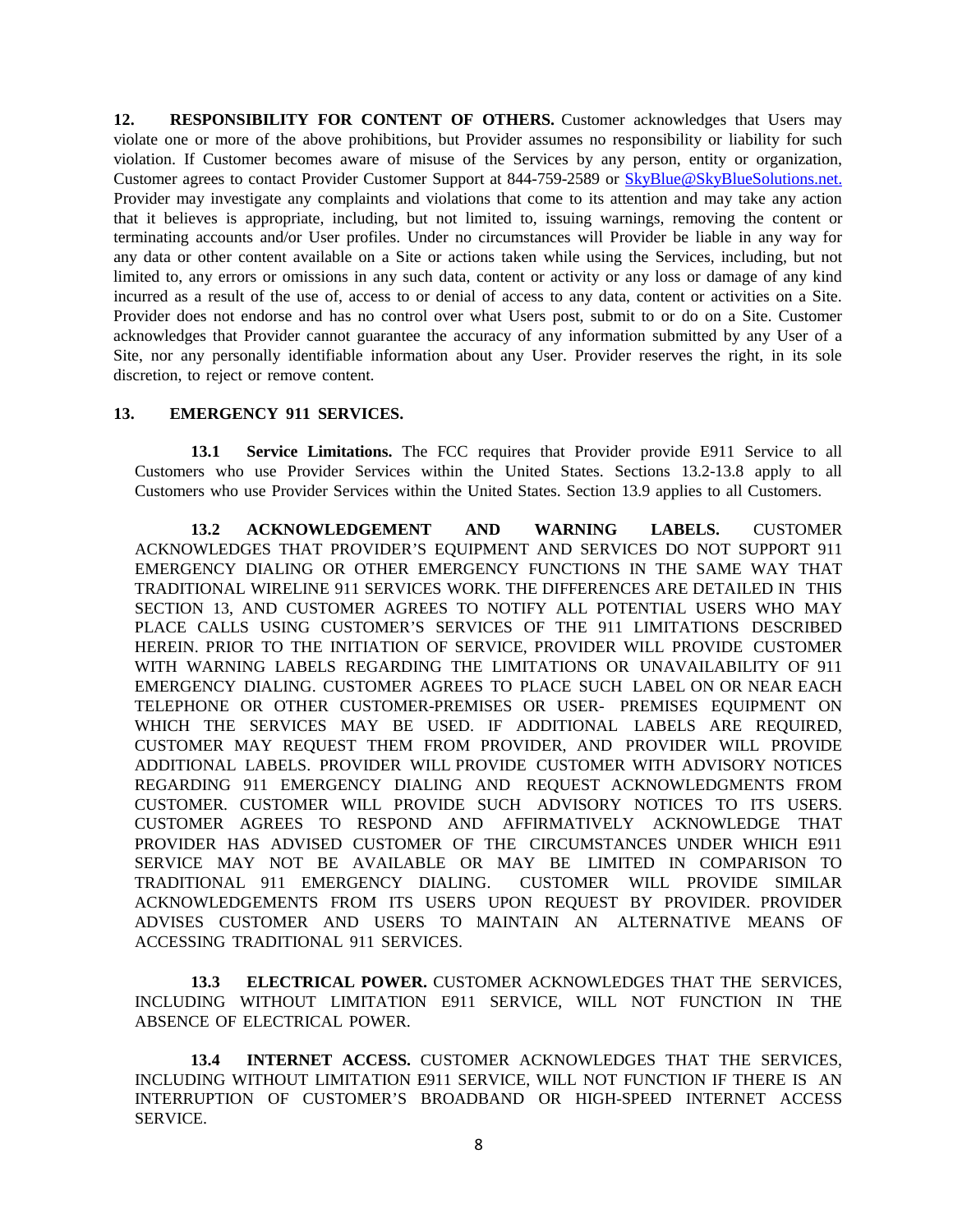**12. RESPONSIBILITY FOR CONTENT OF OTHERS.** Customer acknowledges that Users may violate one or more of the above prohibitions, but Provider assumes no responsibility or liability for such violation. If Customer becomes aware of misuse of the Services by any person, entity or organization, Customer agrees to contact Provider Customer Support at 844-759-2589 or SkyBlue@SkyBlueSolutions.net. Provider may investigate any complaints and violations that come to its attention and may take any action that it believes is appropriate, including, but not limited to, issuing warnings, removing the content or terminating accounts and/or User profiles. Under no circumstances will Provider be liable in any way for any data or other content available on a Site or actions taken while using the Services, including, but not limited to, any errors or omissions in any such data, content or activity or any loss or damage of any kind incurred as a result of the use of, access to or denial of access to any data, content or activities on a Site. Provider does not endorse and has no control over what Users post, submit to or do on a Site. Customer acknowledges that Provider cannot guarantee the accuracy of any information submitted by any User of a Site, nor any personally identifiable information about any User. Provider reserves the right, in its sole discretion, to reject or remove content.

**13. EMERGENCY 911 SERVICES.**

**13.1 Service Limitations.** The FCC requires that Provider provide E911 Service to all Customers who use Provider Services within the United States. Sections 13.2-13.8 apply to all Customers who use Provider Services within the United States. Section 13.9 applies to all Customers.

**13.2 ACKNOWLEDGEMENT AND WARNING LABELS.** CUSTOMER ACKNOWLEDGES THAT PROVIDER'S EQUIPMENT AND SERVICES DO NOT SUPPORT 911 EMERGENCY DIALING OR OTHER EMERGENCY FUNCTIONS IN THE SAME WAY THAT TRADITIONAL WIRELINE 911 SERVICES WORK. THE DIFFERENCES ARE DETAILED IN THIS SECTION 13, AND CUSTOMER AGREES TO NOTIFY ALL POTENTIAL USERS WHO MAY PLACE CALLS USING CUSTOMER'S SERVICES OF THE 911 LIMITATIONS DESCRIBED HEREIN. PRIOR TO THE INITIATION OF SERVICE, PROVIDER WILL PROVIDE CUSTOMER WITH WARNING LABELS REGARDING THE LIMITATIONS OR UNAVAILABILITY OF 911 EMERGENCY DIALING. CUSTOMER AGREES TO PLACE SUCH LABEL ON OR NEAR EACH TELEPHONE OR OTHER CUSTOMER-PREMISES OR USER- PREMISES EQUIPMENT ON WHICH THE SERVICES MAY BE USED. IF ADDITIONAL LABELS ARE REQUIRED, CUSTOMER MAY REQUEST THEM FROM PROVIDER, AND PROVIDER WILL PROVIDE ADDITIONAL LABELS. PROVIDER WILL PROVIDE CUSTOMER WITH ADVISORY NOTICES REGARDING 911 EMERGENCY DIALING AND REQUEST ACKNOWLEDGMENTS FROM CUSTOMER. CUSTOMER WILL PROVIDE SUCH ADVISORY NOTICES TO ITS USERS. CUSTOMER AGREES TO RESPOND AND AFFIRMATIVELY ACKNOWLEDGE THAT PROVIDER HAS ADVISED CUSTOMER OF THE CIRCUMSTANCES UNDER WHICH E911 SERVICE MAY NOT BE AVAILABLE OR MAY BE LIMITED IN COMPARISON TO TRADITIONAL 911 EMERGENCY DIALING. CUSTOMER WILL PROVIDE SIMILAR ACKNOWLEDGEMENTS FROM ITS USERS UPON REQUEST BY PROVIDER. PROVIDER ADVISES CUSTOMER AND USERS TO MAINTAIN AN ALTERNATIVE MEANS OF ACCESSING TRADITIONAL 911 SERVICES.

**13.3 ELECTRICAL POWER.** CUSTOMER ACKNOWLEDGES THAT THE SERVICES, INCLUDING WITHOUT LIMITATION E911 SERVICE, WILL NOT FUNCTION IN THE ABSENCE OF ELECTRICAL POWER.

**13.4 INTERNET ACCESS.** CUSTOMER ACKNOWLEDGES THAT THE SERVICES, INCLUDING WITHOUT LIMITATION E911 SERVICE, WILL NOT FUNCTION IF THERE IS AN INTERRUPTION OF CUSTOMER'S BROADBAND OR HIGH-SPEED INTERNET ACCESS SERVICE.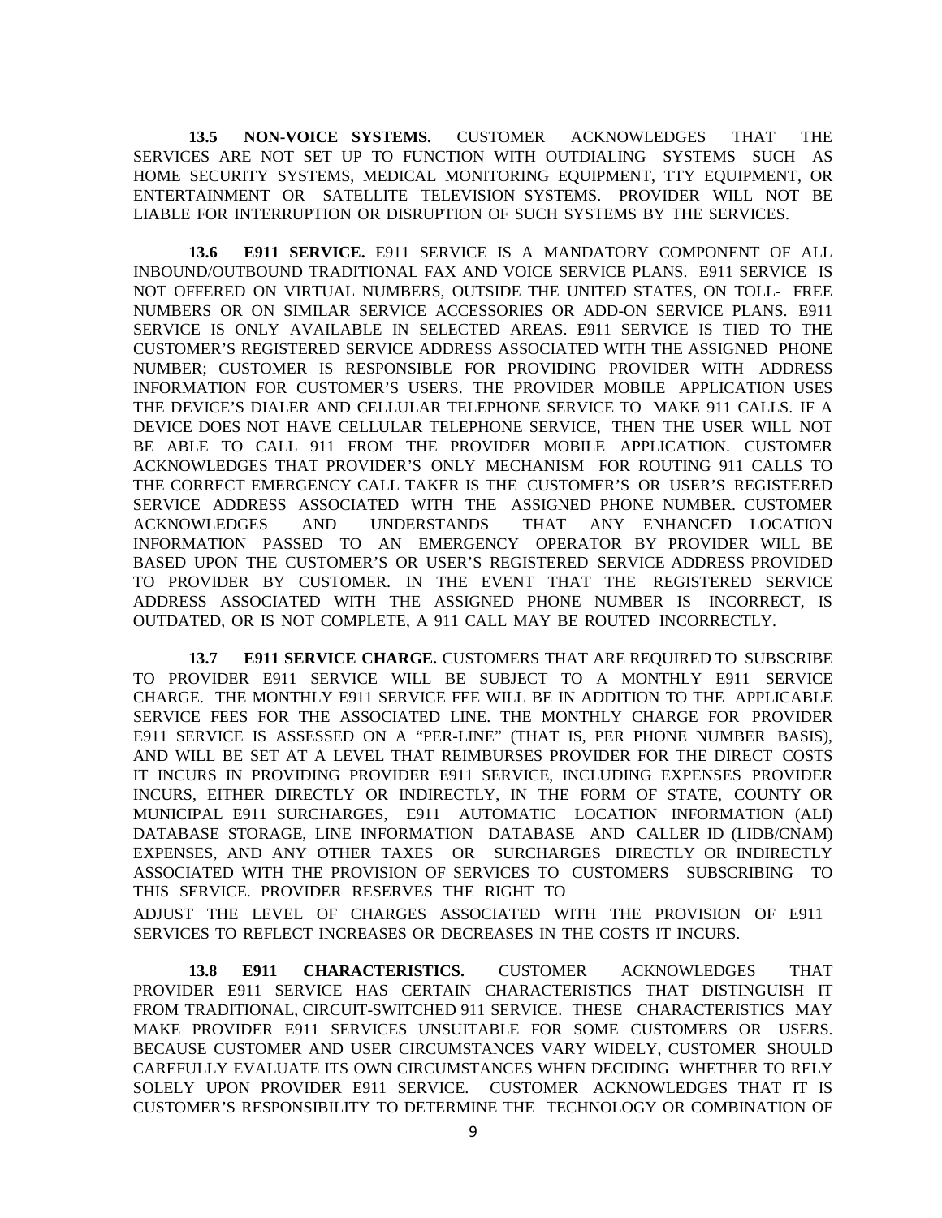**13.5 NON-VOICE SYSTEMS.** CUSTOMER ACKNOWLEDGES THAT THE SERVICES ARE NOT SET UP TO FUNCTION WITH OUTDIALING SYSTEMS SUCH AS HOME SECURITY SYSTEMS, MEDICAL MONITORING EQUIPMENT, TTY EQUIPMENT, OR ENTERTAINMENT OR SATELLITE TELEVISION SYSTEMS. PROVIDER WILL NOT BE LIABLE FOR INTERRUPTION OR DISRUPTION OF SUCH SYSTEMS BY THE SERVICES.

**13.6 E911 SERVICE.** E911 SERVICE IS A MANDATORY COMPONENT OF ALL INBOUND/OUTBOUND TRADITIONAL FAX AND VOICE SERVICE PLANS. E911 SERVICE IS NOT OFFERED ON VIRTUAL NUMBERS, OUTSIDE THE UNITED STATES, ON TOLL- FREE NUMBERS OR ON SIMILAR SERVICE ACCESSORIES OR ADD-ON SERVICE PLANS. E911 SERVICE IS ONLY AVAILABLE IN SELECTED AREAS. E911 SERVICE IS TIED TO THE CUSTOMER'S REGISTERED SERVICE ADDRESS ASSOCIATED WITH THE ASSIGNED PHONE NUMBER; CUSTOMER IS RESPONSIBLE FOR PROVIDING PROVIDER WITH ADDRESS INFORMATION FOR CUSTOMER'S USERS. THE PROVIDER MOBILE APPLICATION USES THE DEVICE'S DIALER AND CELLULAR TELEPHONE SERVICE TO MAKE 911 CALLS. IF A DEVICE DOES NOT HAVE CELLULAR TELEPHONE SERVICE, THEN THE USER WILL NOT BE ABLE TO CALL 911 FROM THE PROVIDER MOBILE APPLICATION. CUSTOMER ACKNOWLEDGES THAT PROVIDER'S ONLY MECHANISM FOR ROUTING 911 CALLS TO THE CORRECT EMERGENCY CALL TAKER IS THE CUSTOMER'S OR USER'S REGISTERED SERVICE ADDRESS ASSOCIATED WITH THE ASSIGNED PHONE NUMBER. CUSTOMER ACKNOWLEDGES AND UNDERSTANDS THAT ANY ENHANCED LOCATION INFORMATION PASSED TO AN EMERGENCY OPERATOR BY PROVIDER WILL BE BASED UPON THE CUSTOMER'S OR USER'S REGISTERED SERVICE ADDRESS PROVIDED TO PROVIDER BY CUSTOMER. IN THE EVENT THAT THE REGISTERED SERVICE ADDRESS ASSOCIATED WITH THE ASSIGNED PHONE NUMBER IS INCORRECT, IS OUTDATED, OR IS NOT COMPLETE, A 911 CALL MAY BE ROUTED INCORRECTLY.

**13.7 E911 SERVICE CHARGE.** CUSTOMERS THAT ARE REQUIRED TO SUBSCRIBE TO PROVIDER E911 SERVICE WILL BE SUBJECT TO A MONTHLY E911 SERVICE CHARGE. THE MONTHLY E911 SERVICE FEE WILL BE IN ADDITION TO THE APPLICABLE SERVICE FEES FOR THE ASSOCIATED LINE. THE MONTHLY CHARGE FOR PROVIDER E911 SERVICE IS ASSESSED ON A "PER-LINE" (THAT IS, PER PHONE NUMBER BASIS), AND WILL BE SET AT A LEVEL THAT REIMBURSES PROVIDER FOR THE DIRECT COSTS IT INCURS IN PROVIDING PROVIDER E911 SERVICE, INCLUDING EXPENSES PROVIDER INCURS, EITHER DIRECTLY OR INDIRECTLY, IN THE FORM OF STATE, COUNTY OR MUNICIPAL E911 SURCHARGES, E911 AUTOMATIC LOCATION INFORMATION (ALI) DATABASE STORAGE, LINE INFORMATION DATABASE AND CALLER ID (LIDB/CNAM) EXPENSES, AND ANY OTHER TAXES OR SURCHARGES DIRECTLY OR INDIRECTLY ASSOCIATED WITH THE PROVISION OF SERVICES TO CUSTOMERS SUBSCRIBING TO THIS SERVICE. PROVIDER RESERVES THE RIGHT TO ADJUST THE LEVEL OF CHARGES ASSOCIATED WITH THE PROVISION OF E911 SERVICES TO REFLECT INCREASES OR DECREASES IN THE COSTS IT INCURS.

**13.8 E911 CHARACTERISTICS.** CUSTOMER ACKNOWLEDGES THAT PROVIDER E911 SERVICE HAS CERTAIN CHARACTERISTICS THAT DISTINGUISH IT FROM TRADITIONAL, CIRCUIT-SWITCHED 911 SERVICE. THESE CHARACTERISTICS MAY MAKE PROVIDER E911 SERVICES UNSUITABLE FOR SOME CUSTOMERS OR USERS. BECAUSE CUSTOMER AND USER CIRCUMSTANCES VARY WIDELY, CUSTOMER SHOULD CAREFULLY EVALUATE ITS OWN CIRCUMSTANCES WHEN DECIDING WHETHER TO RELY SOLELY UPON PROVIDER E911 SERVICE. CUSTOMER ACKNOWLEDGES THAT IT IS CUSTOMER'S RESPONSIBILITY TO DETERMINE THE TECHNOLOGY OR COMBINATION OF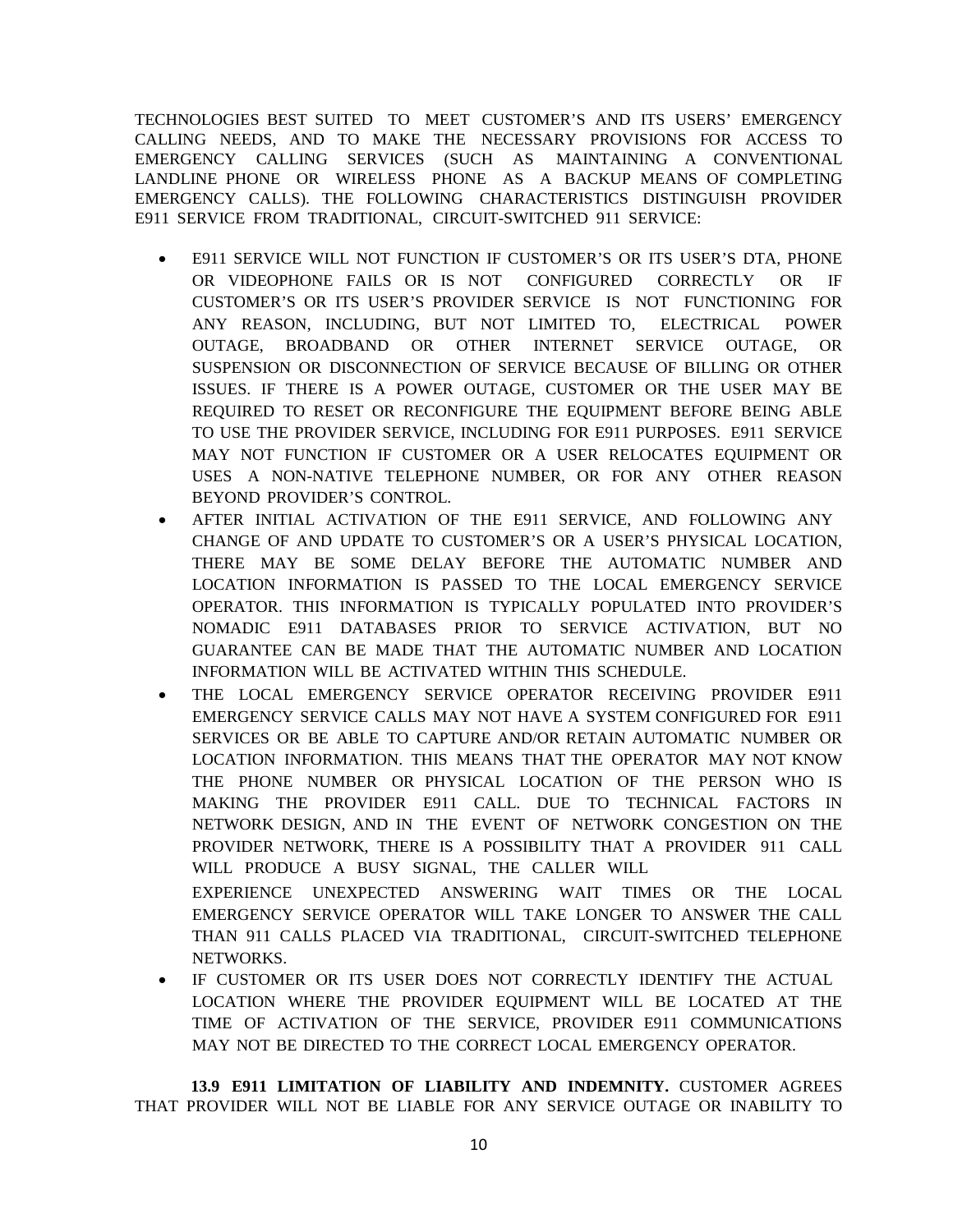TECHNOLOGIES BEST SUITED TO MEET CUSTOMER'S AND ITS USERS' EMERGENCY CALLING NEEDS, AND TO MAKE THE NECESSARY PROVISIONS FOR ACCESS TO EMERGENCY CALLING SERVICES (SUCH AS MAINTAINING A CONVENTIONAL LANDLINE PHONE OR WIRELESS PHONE AS A BACKUP MEANS OF COMPLETING EMERGENCY CALLS). THE FOLLOWING CHARACTERISTICS DISTINGUISH PROVIDER E911 SERVICE FROM TRADITIONAL, CIRCUIT-SWITCHED 911 SERVICE:

- E911 SERVICE WILL NOT FUNCTION IF CUSTOMER'S OR ITS USER'S DTA, PHONE OR VIDEOPHONE FAILS OR IS NOT CONFIGURED CORRECTLY OR IF CUSTOMER'S OR ITS USER'S PROVIDER SERVICE IS NOT FUNCTIONING FOR ANY REASON, INCLUDING, BUT NOT LIMITED TO, ELECTRICAL POWER OUTAGE, BROADBAND OR OTHER INTERNET SERVICE OUTAGE, OR SUSPENSION OR DISCONNECTION OF SERVICE BECAUSE OF BILLING OR OTHER ISSUES. IF THERE IS A POWER OUTAGE, CUSTOMER OR THE USER MAY BE REQUIRED TO RESET OR RECONFIGURE THE EQUIPMENT BEFORE BEING ABLE TO USE THE PROVIDER SERVICE, INCLUDING FOR E911 PURPOSES. E911 SERVICE MAY NOT FUNCTION IF CUSTOMER OR A USER RELOCATES EQUIPMENT OR USES A NON-NATIVE TELEPHONE NUMBER, OR FOR ANY OTHER REASON BEYOND PROVIDER'S CONTROL.
- AFTER INITIAL ACTIVATION OF THE E911 SERVICE, AND FOLLOWING ANY CHANGE OF AND UPDATE TO CUSTOMER'S OR A USER'S PHYSICAL LOCATION, THERE MAY BE SOME DELAY BEFORE THE AUTOMATIC NUMBER AND LOCATION INFORMATION IS PASSED TO THE LOCAL EMERGENCY SERVICE OPERATOR. THIS INFORMATION IS TYPICALLY POPULATED INTO PROVIDER'S NOMADIC E911 DATABASES PRIOR TO SERVICE ACTIVATION, BUT NO GUARANTEE CAN BE MADE THAT THE AUTOMATIC NUMBER AND LOCATION INFORMATION WILL BE ACTIVATED WITHIN THIS SCHEDULE.
- THE LOCAL EMERGENCY SERVICE OPERATOR RECEIVING PROVIDER E911 EMERGENCY SERVICE CALLS MAY NOT HAVE A SYSTEM CONFIGURED FOR E911 SERVICES OR BE ABLE TO CAPTURE AND/OR RETAIN AUTOMATIC NUMBER OR LOCATION INFORMATION. THIS MEANS THAT THE OPERATOR MAY NOT KNOW THE PHONE NUMBER OR PHYSICAL LOCATION OF THE PERSON WHO IS MAKING THE PROVIDER E911 CALL. DUE TO TECHNICAL FACTORS IN NETWORK DESIGN, AND IN THE EVENT OF NETWORK CONGESTION ON THE PROVIDER NETWORK, THERE IS A POSSIBILITY THAT A PROVIDER 911 CALL WILL PRODUCE A BUSY SIGNAL, THE CALLER WILL EXPERIENCE UNEXPECTED ANSWERING WAIT TIMES OR THE LOCAL EMERGENCY SERVICE OPERATOR WILL TAKE LONGER TO ANSWER THE CALL THAN 911 CALLS PLACED VIA TRADITIONAL, CIRCUIT-SWITCHED TELEPHONE NETWORKS.
- IF CUSTOMER OR ITS USER DOES NOT CORRECTLY IDENTIFY THE ACTUAL LOCATION WHERE THE PROVIDER EQUIPMENT WILL BE LOCATED AT THE TIME OF ACTIVATION OF THE SERVICE, PROVIDER E911 COMMUNICATIONS MAY NOT BE DIRECTED TO THE CORRECT LOCAL EMERGENCY OPERATOR.

**13.9 E911 LIMITATION OF LIABILITY AND INDEMNITY.** CUSTOMER AGREES THAT PROVIDER WILL NOT BE LIABLE FOR ANY SERVICE OUTAGE OR INABILITY TO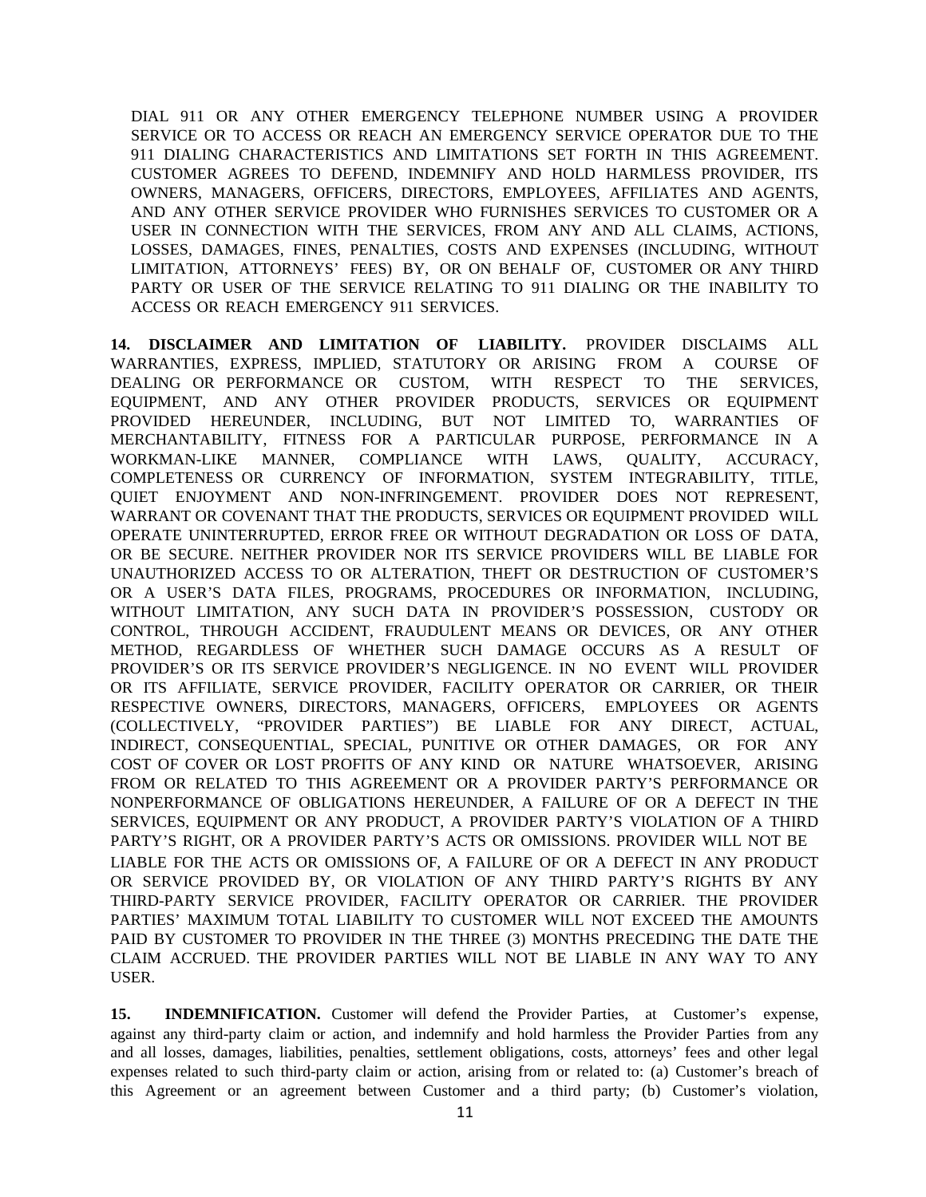DIAL 911 OR ANY OTHER EMERGENCY TELEPHONE NUMBER USING A PROVIDER SERVICE OR TO ACCESS OR REACH AN EMERGENCY SERVICE OPERATOR DUE TO THE 911 DIALING CHARACTERISTICS AND LIMITATIONS SET FORTH IN THIS AGREEMENT. CUSTOMER AGREES TO DEFEND, INDEMNIFY AND HOLD HARMLESS PROVIDER, ITS OWNERS, MANAGERS, OFFICERS, DIRECTORS, EMPLOYEES, AFFILIATES AND AGENTS, AND ANY OTHER SERVICE PROVIDER WHO FURNISHES SERVICES TO CUSTOMER OR A USER IN CONNECTION WITH THE SERVICES, FROM ANY AND ALL CLAIMS, ACTIONS, LOSSES, DAMAGES, FINES, PENALTIES, COSTS AND EXPENSES (INCLUDING, WITHOUT LIMITATION, ATTORNEYS' FEES) BY, OR ON BEHALF OF, CUSTOMER OR ANY THIRD PARTY OR USER OF THE SERVICE RELATING TO 911 DIALING OR THE INABILITY TO ACCESS OR REACH EMERGENCY 911 SERVICES.

**14. DISCLAIMER AND LIMITATION OF LIABILITY.** PROVIDER DISCLAIMS ALL WARRANTIES, EXPRESS, IMPLIED, STATUTORY OR ARISING FROM A COURSE OF DEALING OR PERFORMANCE OR CUSTOM, WITH RESPECT TO THE SERVICES, EQUIPMENT, AND ANY OTHER PROVIDER PRODUCTS, SERVICES OR EQUIPMENT PROVIDED HEREUNDER, INCLUDING, BUT NOT LIMITED TO, WARRANTIES OF MERCHANTABILITY, FITNESS FOR A PARTICULAR PURPOSE, PERFORMANCE IN A WORKMAN-LIKE MANNER, COMPLIANCE WITH LAWS, QUALITY, ACCURACY, COMPLETENESS OR CURRENCY OF INFORMATION, SYSTEM INTEGRABILITY, TITLE, QUIET ENJOYMENT AND NON-INFRINGEMENT. PROVIDER DOES NOT REPRESENT, WARRANT OR COVENANT THAT THE PRODUCTS, SERVICES OR EQUIPMENT PROVIDED WILL OPERATE UNINTERRUPTED, ERROR FREE OR WITHOUT DEGRADATION OR LOSS OF DATA, OR BE SECURE. NEITHER PROVIDER NOR ITS SERVICE PROVIDERS WILL BE LIABLE FOR UNAUTHORIZED ACCESS TO OR ALTERATION, THEFT OR DESTRUCTION OF CUSTOMER'S OR A USER'S DATA FILES, PROGRAMS, PROCEDURES OR INFORMATION, INCLUDING, WITHOUT LIMITATION, ANY SUCH DATA IN PROVIDER'S POSSESSION, CUSTODY OR CONTROL, THROUGH ACCIDENT, FRAUDULENT MEANS OR DEVICES, OR ANY OTHER METHOD, REGARDLESS OF WHETHER SUCH DAMAGE OCCURS AS A RESULT OF PROVIDER'S OR ITS SERVICE PROVIDER'S NEGLIGENCE. IN NO EVENT WILL PROVIDER OR ITS AFFILIATE, SERVICE PROVIDER, FACILITY OPERATOR OR CARRIER, OR THEIR RESPECTIVE OWNERS, DIRECTORS, MANAGERS, OFFICERS, EMPLOYEES OR AGENTS (COLLECTIVELY, "PROVIDER PARTIES") BE LIABLE FOR ANY DIRECT, ACTUAL, INDIRECT, CONSEQUENTIAL, SPECIAL, PUNITIVE OR OTHER DAMAGES, OR FOR ANY COST OF COVER OR LOST PROFITS OF ANY KIND OR NATURE WHATSOEVER, ARISING FROM OR RELATED TO THIS AGREEMENT OR A PROVIDER PARTY'S PERFORMANCE OR NONPERFORMANCE OF OBLIGATIONS HEREUNDER, A FAILURE OF OR A DEFECT IN THE SERVICES, EQUIPMENT OR ANY PRODUCT, A PROVIDER PARTY'S VIOLATION OF A THIRD PARTY'S RIGHT, OR A PROVIDER PARTY'S ACTS OR OMISSIONS. PROVIDER WILL NOT BE LIABLE FOR THE ACTS OR OMISSIONS OF, A FAILURE OF OR A DEFECT IN ANY PRODUCT OR SERVICE PROVIDED BY, OR VIOLATION OF ANY THIRD PARTY'S RIGHTS BY ANY THIRD-PARTY SERVICE PROVIDER, FACILITY OPERATOR OR CARRIER. THE PROVIDER PARTIES' MAXIMUM TOTAL LIABILITY TO CUSTOMER WILL NOT EXCEED THE AMOUNTS PAID BY CUSTOMER TO PROVIDER IN THE THREE (3) MONTHS PRECEDING THE DATE THE CLAIM ACCRUED. THE PROVIDER PARTIES WILL NOT BE LIABLE IN ANY WAY TO ANY USER.

**15. INDEMNIFICATION.** Customer will defend the Provider Parties, at Customer's expense, against any third-party claim or action, and indemnify and hold harmless the Provider Parties from any and all losses, damages, liabilities, penalties, settlement obligations, costs, attorneys' fees and other legal expenses related to such third-party claim or action, arising from or related to: (a) Customer's breach of this Agreement or an agreement between Customer and a third party; (b) Customer's violation,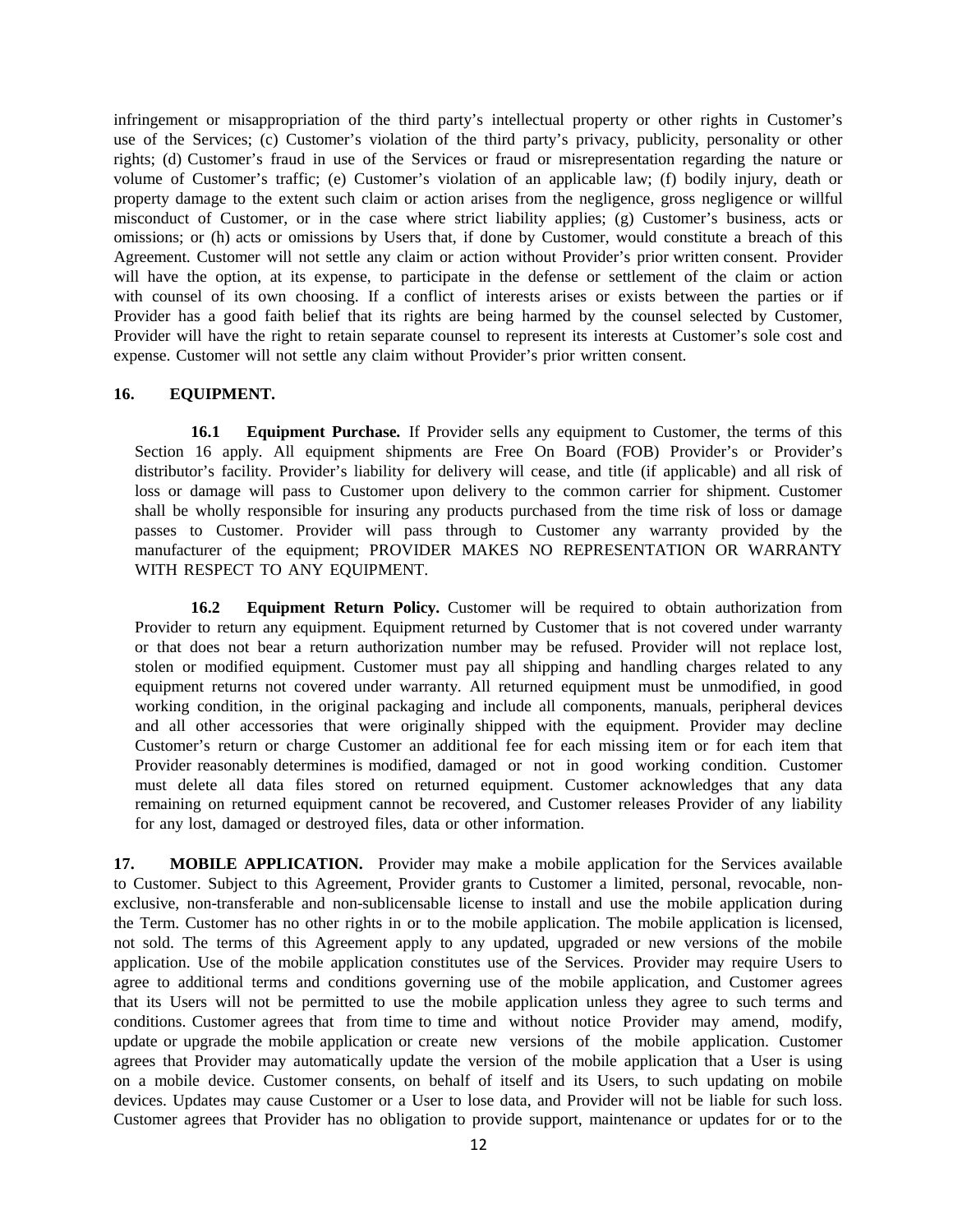infringement or misappropriation of the third party's intellectual property or other rights in Customer's use of the Services; (c) Customer's violation of the third party's privacy, publicity, personality or other rights; (d) Customer's fraud in use of the Services or fraud or misrepresentation regarding the nature or volume of Customer's traffic; (e) Customer's violation of an applicable law; (f) bodily injury, death or property damage to the extent such claim or action arises from the negligence, gross negligence or willful misconduct of Customer, or in the case where strict liability applies; (g) Customer's business, acts or omissions; or (h) acts or omissions by Users that, if done by Customer, would constitute a breach of this Agreement. Customer will not settle any claim or action without Provider's prior written consent. Provider will have the option, at its expense, to participate in the defense or settlement of the claim or action with counsel of its own choosing. If a conflict of interests arises or exists between the parties or if Provider has a good faith belief that its rights are being harmed by the counsel selected by Customer, Provider will have the right to retain separate counsel to represent its interests at Customer's sole cost and expense. Customer will not settle any claim without Provider's prior written consent.

**16. EQUIPMENT.**

**16.1 Equipment Purchase.** If Provider sells any equipment to Customer, the terms of this Section 16 apply. All equipment shipments are Free On Board (FOB) Provider's or Provider's distributor's facility. Provider's liability for delivery will cease, and title (if applicable) and all risk of loss or damage will pass to Customer upon delivery to the common carrier for shipment. Customer shall be wholly responsible for insuring any products purchased from the time risk of loss or damage passes to Customer. Provider will pass through to Customer any warranty provided by the manufacturer of the equipment; PROVIDER MAKES NO REPRESENTATION OR WARRANTY WITH RESPECT TO ANY EQUIPMENT.

**16.2 Equipment Return Policy.** Customer will be required to obtain authorization from Provider to return any equipment. Equipment returned by Customer that is not covered under warranty or that does not bear a return authorization number may be refused. Provider will not replace lost, stolen or modified equipment. Customer must pay all shipping and handling charges related to any equipment returns not covered under warranty. All returned equipment must be unmodified, in good working condition, in the original packaging and include all components, manuals, peripheral devices and all other accessories that were originally shipped with the equipment. Provider may decline Customer's return or charge Customer an additional fee for each missing item or for each item that Provider reasonably determines is modified, damaged or not in good working condition. Customer must delete all data files stored on returned equipment. Customer acknowledges that any data remaining on returned equipment cannot be recovered, and Customer releases Provider of any liability for any lost, damaged or destroyed files, data or other information.

**17. MOBILE APPLICATION.** Provider may make a mobile application for the Services available to Customer. Subject to this Agreement, Provider grants to Customer a limited, personal, revocable, non-exclusive, non-transferable and non-sublicensable license to install and use the mobile application during the Term. Customer has no other rights in or to the mobile application. The mobile application is licensed, not sold. The terms of this Agreement apply to any updated, upgraded or new versions of the mobile application. Use of the mobile application constitutes use of the Services. Provider may require Users to agree to additional terms and conditions governing use of the mobile application, and Customer agrees that its Users will not be permitted to use the mobile application unless they agree to such terms and conditions. Customer agrees that from time to time and without notice Provider may amend, modify, update or upgrade the mobile application or create new versions of the mobile application. Customer agrees that Provider may automatically update the version of the mobile application that a User is using on a mobile device. Customer consents, on behalf of itself and its Users, to such updating on mobile devices. Updates may cause Customer or a User to lose data, and Provider will not be liable for such loss. Customer agrees that Provider has no obligation to provide support, maintenance or updates for or to the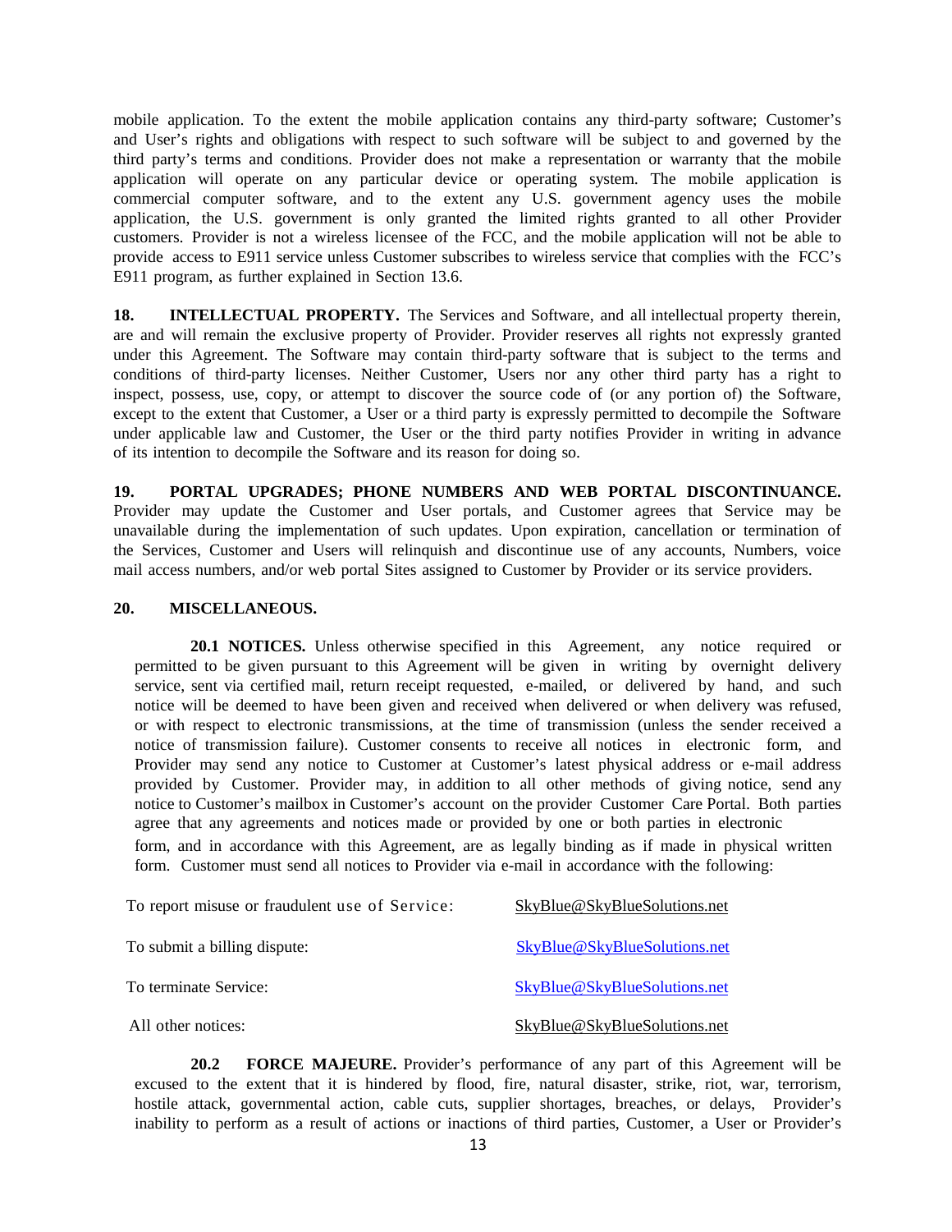mobile application. To the extent the mobile application contains any third-party software; Customer's and User's rights and obligations with respect to such software will be subject to and governed by the third party's terms and conditions. Provider does not make a representation or warranty that the mobile application will operate on any particular device or operating system. The mobile application is commercial computer software, and to the extent any U.S. government agency uses the mobile application, the U.S. government is only granted the limited rights granted to all other Provider customers. Provider is not a wireless licensee of the FCC, and the mobile application will not be able to provide access to E911 service unless Customer subscribes to wireless service that complies with the FCC's E911 program, as further explained in Section 13.6.

**18. INTELLECTUAL PROPERTY.** The Services and Software, and all intellectual property therein, are and will remain the exclusive property of Provider. Provider reserves all rights not expressly granted under this Agreement. The Software may contain third-party software that is subject to the terms and conditions of third-party licenses. Neither Customer, Users nor any other third party has a right to inspect, possess, use, copy, or attempt to discover the source code of (or any portion of) the Software, except to the extent that Customer, a User or a third party is expressly permitted to decompile the Software under applicable law and Customer, the User or the third party notifies Provider in writing in advance of its intention to decompile the Software and its reason for doing so.

**19. PORTAL UPGRADES; PHONE NUMBERS AND WEB PORTAL DISCONTINUANCE.** Provider may update the Customer and User portals, and Customer agrees that Service may be unavailable during the implementation of such updates. Upon expiration, cancellation or termination of the Services, Customer and Users will relinquish and discontinue use of any accounts, Numbers, voice mail access numbers, and/or web portal Sites assigned to Customer by Provider or its service providers.

**20. MISCELLANEOUS.**

**20.1 NOTICES.** Unless otherwise specified in this Agreement, any notice required or permitted to be given pursuant to this Agreement will be given in writing by overnight delivery service, sent via certified mail, return receipt requested, e-mailed, or delivered by hand, and such notice will be deemed to have been given and received when delivered or when delivery was refused, or with respect to electronic transmissions, at the time of transmission (unless the sender received a notice of transmission failure). Customer consents to receive all notices in electronic form, and Provider may send any notice to Customer at Customer's latest physical address or e-mail address provided by Customer. Provider may, in addition to all other methods of giving notice, send any notice to Customer's mailbox in Customer's account on the provider Customer Care Portal. Both parties agree that any agreements and notices made or provided by one or both parties in electronic form, and in accordance with this Agreement, are as legally binding as if made in physical written form. Customer must send all notices to Provider via e-mail in accordance with the following:

| | |
|---|---|
| To report misuse or fraudulent use of Service: | SkyBlue@SkyBlueSolutions.net |
| To submit a billing dispute: | SkyBlue@SkyBlueSolutions.net |
| To terminate Service: | SkyBlue@SkyBlueSolutions.net |
| All other notices: | SkyBlue@SkyBlueSolutions.net |

**20.2 FORCE MAJEURE.** Provider's performance of any part of this Agreement will be excused to the extent that it is hindered by flood, fire, natural disaster, strike, riot, war, terrorism, hostile attack, governmental action, cable cuts, supplier shortages, breaches, or delays, Provider's inability to perform as a result of actions or inactions of third parties, Customer, a User or Provider's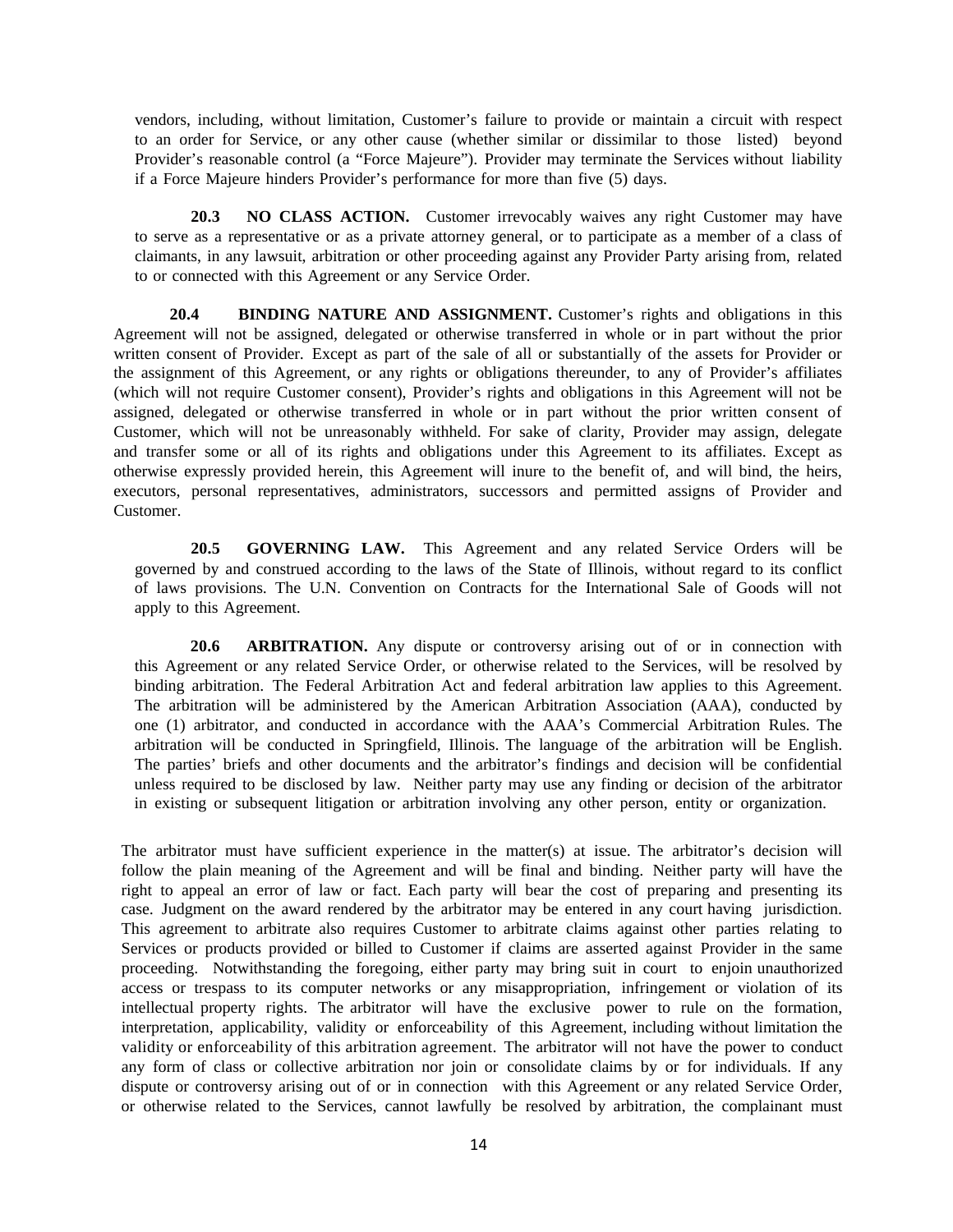vendors, including, without limitation, Customer's failure to provide or maintain a circuit with respect to an order for Service, or any other cause (whether similar or dissimilar to those listed) beyond Provider's reasonable control (a "Force Majeure"). Provider may terminate the Services without liability if a Force Majeure hinders Provider's performance for more than five (5) days.

**20.3 NO CLASS ACTION.** Customer irrevocably waives any right Customer may have to serve as a representative or as a private attorney general, or to participate as a member of a class of claimants, in any lawsuit, arbitration or other proceeding against any Provider Party arising from, related to or connected with this Agreement or any Service Order.

**20.4 BINDING NATURE AND ASSIGNMENT.** Customer's rights and obligations in this Agreement will not be assigned, delegated or otherwise transferred in whole or in part without the prior written consent of Provider. Except as part of the sale of all or substantially of the assets for Provider or the assignment of this Agreement, or any rights or obligations thereunder, to any of Provider's affiliates (which will not require Customer consent), Provider's rights and obligations in this Agreement will not be assigned, delegated or otherwise transferred in whole or in part without the prior written consent of Customer, which will not be unreasonably withheld. For sake of clarity, Provider may assign, delegate and transfer some or all of its rights and obligations under this Agreement to its affiliates. Except as otherwise expressly provided herein, this Agreement will inure to the benefit of, and will bind, the heirs, executors, personal representatives, administrators, successors and permitted assigns of Provider and Customer.

**20.5 GOVERNING LAW.** This Agreement and any related Service Orders will be governed by and construed according to the laws of the State of Illinois, without regard to its conflict of laws provisions. The U.N. Convention on Contracts for the International Sale of Goods will not apply to this Agreement.

**20.6 ARBITRATION.** Any dispute or controversy arising out of or in connection with this Agreement or any related Service Order, or otherwise related to the Services, will be resolved by binding arbitration. The Federal Arbitration Act and federal arbitration law applies to this Agreement. The arbitration will be administered by the American Arbitration Association (AAA), conducted by one (1) arbitrator, and conducted in accordance with the AAA's Commercial Arbitration Rules. The arbitration will be conducted in Springfield, Illinois. The language of the arbitration will be English. The parties' briefs and other documents and the arbitrator's findings and decision will be confidential unless required to be disclosed by law. Neither party may use any finding or decision of the arbitrator in existing or subsequent litigation or arbitration involving any other person, entity or organization.

The arbitrator must have sufficient experience in the matter(s) at issue. The arbitrator's decision will follow the plain meaning of the Agreement and will be final and binding. Neither party will have the right to appeal an error of law or fact. Each party will bear the cost of preparing and presenting its case. Judgment on the award rendered by the arbitrator may be entered in any court having jurisdiction. This agreement to arbitrate also requires Customer to arbitrate claims against other parties relating to Services or products provided or billed to Customer if claims are asserted against Provider in the same proceeding. Notwithstanding the foregoing, either party may bring suit in court to enjoin unauthorized access or trespass to its computer networks or any misappropriation, infringement or violation of its intellectual property rights. The arbitrator will have the exclusive power to rule on the formation, interpretation, applicability, validity or enforceability of this Agreement, including without limitation the validity or enforceability of this arbitration agreement. The arbitrator will not have the power to conduct any form of class or collective arbitration nor join or consolidate claims by or for individuals. If any dispute or controversy arising out of or in connection with this Agreement or any related Service Order, or otherwise related to the Services, cannot lawfully be resolved by arbitration, the complainant must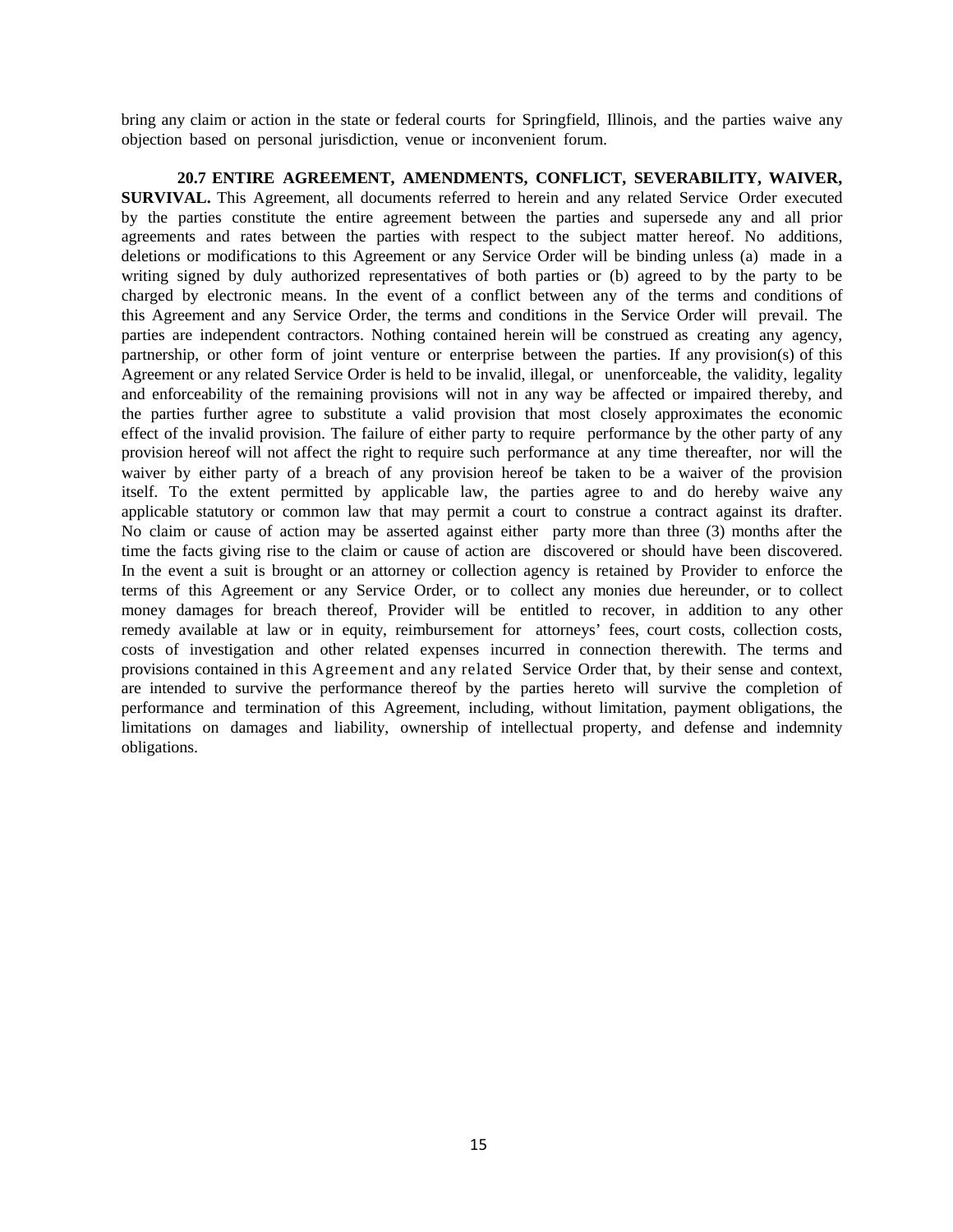bring any claim or action in the state or federal courts for Springfield, Illinois, and the parties waive any objection based on personal jurisdiction, venue or inconvenient forum.

**20.7 ENTIRE AGREEMENT, AMENDMENTS, CONFLICT, SEVERABILITY, WAIVER, SURVIVAL.** This Agreement, all documents referred to herein and any related Service Order executed by the parties constitute the entire agreement between the parties and supersede any and all prior agreements and rates between the parties with respect to the subject matter hereof. No additions, deletions or modifications to this Agreement or any Service Order will be binding unless (a) made in a writing signed by duly authorized representatives of both parties or (b) agreed to by the party to be charged by electronic means. In the event of a conflict between any of the terms and conditions of this Agreement and any Service Order, the terms and conditions in the Service Order will prevail. The parties are independent contractors. Nothing contained herein will be construed as creating any agency, partnership, or other form of joint venture or enterprise between the parties. If any provision(s) of this Agreement or any related Service Order is held to be invalid, illegal, or unenforceable, the validity, legality and enforceability of the remaining provisions will not in any way be affected or impaired thereby, and the parties further agree to substitute a valid provision that most closely approximates the economic effect of the invalid provision. The failure of either party to require performance by the other party of any provision hereof will not affect the right to require such performance at any time thereafter, nor will the waiver by either party of a breach of any provision hereof be taken to be a waiver of the provision itself. To the extent permitted by applicable law, the parties agree to and do hereby waive any applicable statutory or common law that may permit a court to construe a contract against its drafter. No claim or cause of action may be asserted against either party more than three (3) months after the time the facts giving rise to the claim or cause of action are discovered or should have been discovered. In the event a suit is brought or an attorney or collection agency is retained by Provider to enforce the terms of this Agreement or any Service Order, or to collect any monies due hereunder, or to collect money damages for breach thereof, Provider will be entitled to recover, in addition to any other remedy available at law or in equity, reimbursement for attorneys' fees, court costs, collection costs, costs of investigation and other related expenses incurred in connection therewith. The terms and provisions contained in this Agreement and any related Service Order that, by their sense and context, are intended to survive the performance thereof by the parties hereto will survive the completion of performance and termination of this Agreement, including, without limitation, payment obligations, the limitations on damages and liability, ownership of intellectual property, and defense and indemnity obligations.